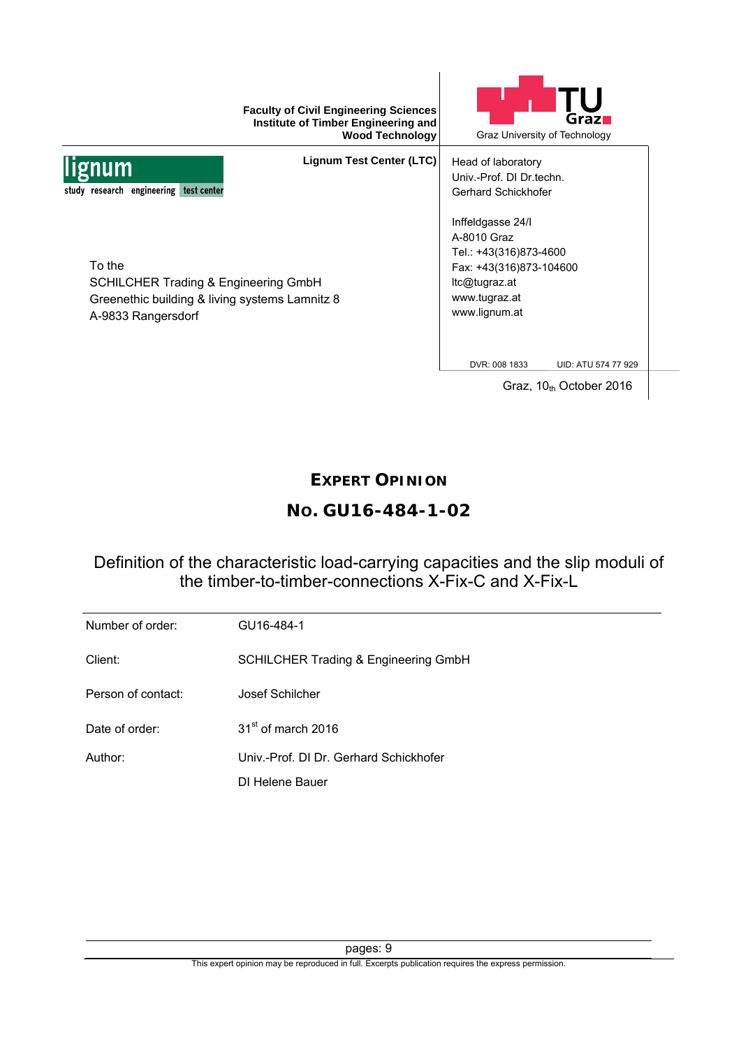Faculty of Civil Engineering Sciences
Institute of Timber Engineering and
Wood Technology

Graz University of Technology

lignum
study research engineering test center

**Lignum Test Center (LTC)**

Head of laboratory
Univ.-Prof. DI Dr.techn.
Gerhard Schickhofer

Inffeldgasse 24/I
A-8010 Graz
Tel.: +43(316)873-4600
Fax: +43(316)873-104600
ltc@tugraz.at
www.tugraz.at
www.lignum.at

DVR: 008 1833 UID: ATU 574 77 929

To the
SCHILCHER Trading & Engineering GmbH
Greenethic building & living systems Lamnitz 8
A-9833 Rangersdorf

Graz, $10_{th}$ October 2016

# EXPERT OPINION

## No. GU16-484-1-02

Definition of the characteristic load-carrying capacities and the slip moduli of the timber-to-timber-connections X-Fix-C and X-Fix-L

| | |
|---|---|
| Number of order: | GU16-484-1 |
| Client: | SCHILCHER Trading & Engineering GmbH |
| Person of contact: | Josef Schilcher |
| Date of order: | 31st of march 2016 |
| Author: | Univ.-Prof. DI Dr. Gerhard Schickhofer |
| | DI Helene Bauer |

pages: 9

This expert opinion may be reproduced in full. Excerpts publication requires the express permission.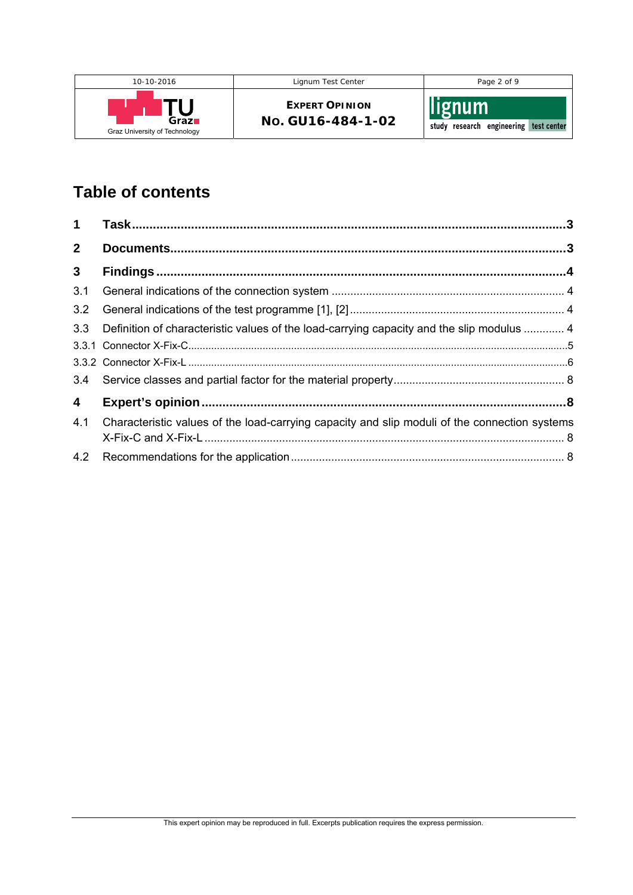# Table of contents

| | | |
|---|---|---|
| **1** | **Task** | **3** |
| **2** | **Documents** | **3** |
| **3** | **Findings** | **4** |
| 3.1 | General indications of the connection system | 4 |
| 3.2 | General indications of the test programme [1], [2] | 4 |
| 3.3 | Definition of characteristic values of the load-carrying capacity and the slip modulus | 4 |
| 3.3.1 | Connector X-Fix-C | 5 |
| 3.3.2 | Connector X-Fix-L | 6 |
| 3.4 | Service classes and partial factor for the material property | 8 |
| **4** | **Expert's opinion** | **8** |
| 4.1 | Characteristic values of the load-carrying capacity and slip moduli of the connection systems X-Fix-C and X-Fix-L | 8 |
| 4.2 | Recommendations for the application | 8 |

This expert opinion may be reproduced in full. Excerpts publication requires the express permission.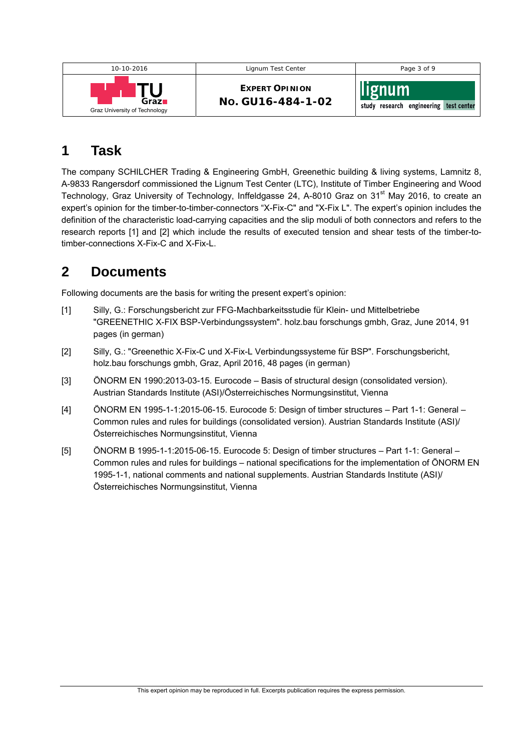# 1 Task

The company SCHILCHER Trading & Engineering GmbH, Greenethic building & living systems, Lamnitz 8, A-9833 Rangersdorf commissioned the Lignum Test Center (LTC), Institute of Timber Engineering and Wood Technology, Graz University of Technology, Inffeldgasse 24, A-8010 Graz on 31st May 2016, to create an expert's opinion for the timber-to-timber-connectors "X-Fix-C" and "X-Fix L". The expert's opinion includes the definition of the characteristic load-carrying capacities and the slip moduli of both connectors and refers to the research reports [1] and [2] which include the results of executed tension and shear tests of the timber-to-timber-connections X-Fix-C and X-Fix-L.

# 2 Documents

Following documents are the basis for writing the present expert's opinion:

[1] Silly, G.: Forschungsbericht zur FFG-Machbarkeitsstudie für Klein- und Mittelbetriebe "GREENETHIC X-FIX BSP-Verbindungssystem". holz.bau forschungs gmbh, Graz, June 2014, 91 pages (in german)

[2] Silly, G.: "Greenethic X-Fix-C und X-Fix-L Verbindungssysteme für BSP". Forschungsbericht, holz.bau forschungs gmbh, Graz, April 2016, 48 pages (in german)

[3] ÖNORM EN 1990:2013-03-15. Eurocode – Basis of structural design (consolidated version). Austrian Standards Institute (ASI)/Österreichisches Normungsinstitut, Vienna

[4] ÖNORM EN 1995-1-1:2015-06-15. Eurocode 5: Design of timber structures – Part 1-1: General – Common rules and rules for buildings (consolidated version). Austrian Standards Institute (ASI)/ Österreichisches Normungsinstitut, Vienna

[5] ÖNORM B 1995-1-1:2015-06-15. Eurocode 5: Design of timber structures – Part 1-1: General – Common rules and rules for buildings – national specifications for the implementation of ÖNORM EN 1995-1-1, national comments and national supplements. Austrian Standards Institute (ASI)/ Österreichisches Normungsinstitut, Vienna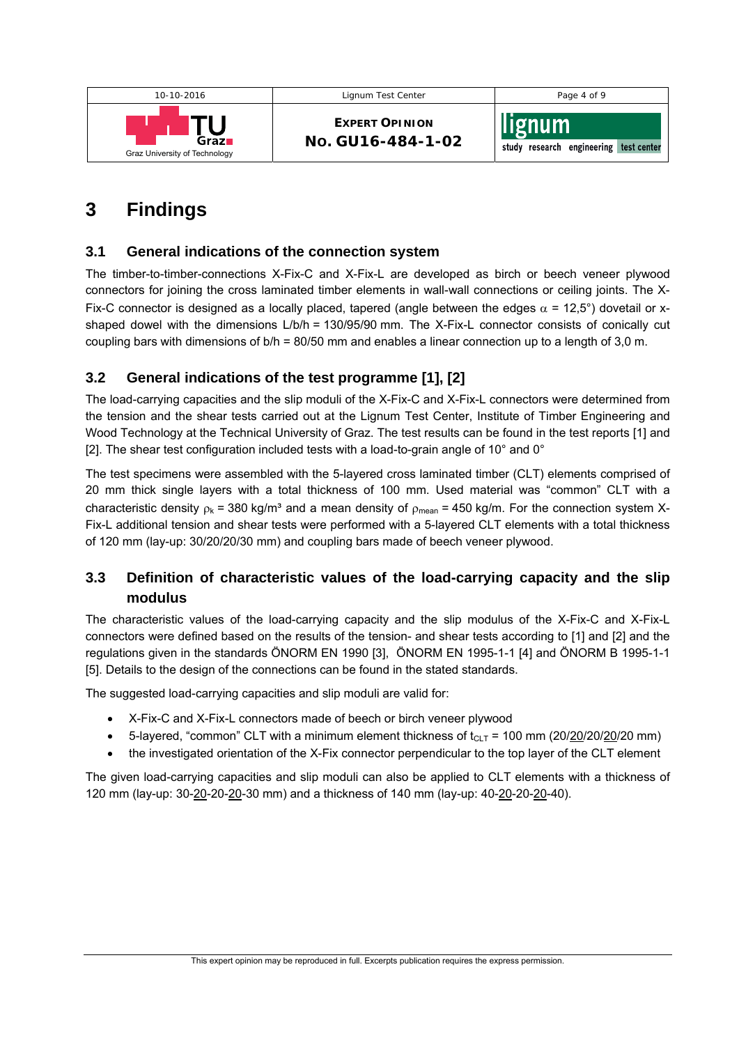# 3 Findings

## 3.1 General indications of the connection system

The timber-to-timber-connections X-Fix-C and X-Fix-L are developed as birch or beech veneer plywood connectors for joining the cross laminated timber elements in wall-wall connections or ceiling joints. The X-Fix-C connector is designed as a locally placed, tapered (angle between the edges $\alpha$ = 12,5°) dovetail or x-shaped dowel with the dimensions L/b/h = 130/95/90 mm. The X-Fix-L connector consists of conically cut coupling bars with dimensions of b/h = 80/50 mm and enables a linear connection up to a length of 3,0 m.

## 3.2 General indications of the test programme [1], [2]

The load-carrying capacities and the slip moduli of the X-Fix-C and X-Fix-L connectors were determined from the tension and the shear tests carried out at the Lignum Test Center, Institute of Timber Engineering and Wood Technology at the Technical University of Graz. The test results can be found in the test reports [1] and [2]. The shear test configuration included tests with a load-to-grain angle of 10° and 0°

The test specimens were assembled with the 5-layered cross laminated timber (CLT) elements comprised of 20 mm thick single layers with a total thickness of 100 mm. Used material was "common" CLT with a characteristic density $\rho_k$ = 380 kg/m³ and a mean density of $\rho_{mean}$ = 450 kg/m. For the connection system X-Fix-L additional tension and shear tests were performed with a 5-layered CLT elements with a total thickness of 120 mm (lay-up: 30/20/20/30 mm) and coupling bars made of beech veneer plywood.

## 3.3 Definition of characteristic values of the load-carrying capacity and the slip modulus

The characteristic values of the load-carrying capacity and the slip modulus of the X-Fix-C and X-Fix-L connectors were defined based on the results of the tension- and shear tests according to [1] and [2] and the regulations given in the standards ÖNORM EN 1990 [3], ÖNORM EN 1995-1-1 [4] and ÖNORM B 1995-1-1 [5]. Details to the design of the connections can be found in the stated standards.

The suggested load-carrying capacities and slip moduli are valid for:

- X-Fix-C and X-Fix-L connectors made of beech or birch veneer plywood
- 5-layered, "common" CLT with a minimum element thickness of $t_{CLT}$ = 100 mm (20/<u>20</u>/20/<u>20</u>/20 mm)
- the investigated orientation of the X-Fix connector perpendicular to the top layer of the CLT element

The given load-carrying capacities and slip moduli can also be applied to CLT elements with a thickness of 120 mm (lay-up: 30-<u>20</u>-20-<u>20</u>-30 mm) and a thickness of 140 mm (lay-up: 40-<u>20</u>-20-<u>20</u>-40).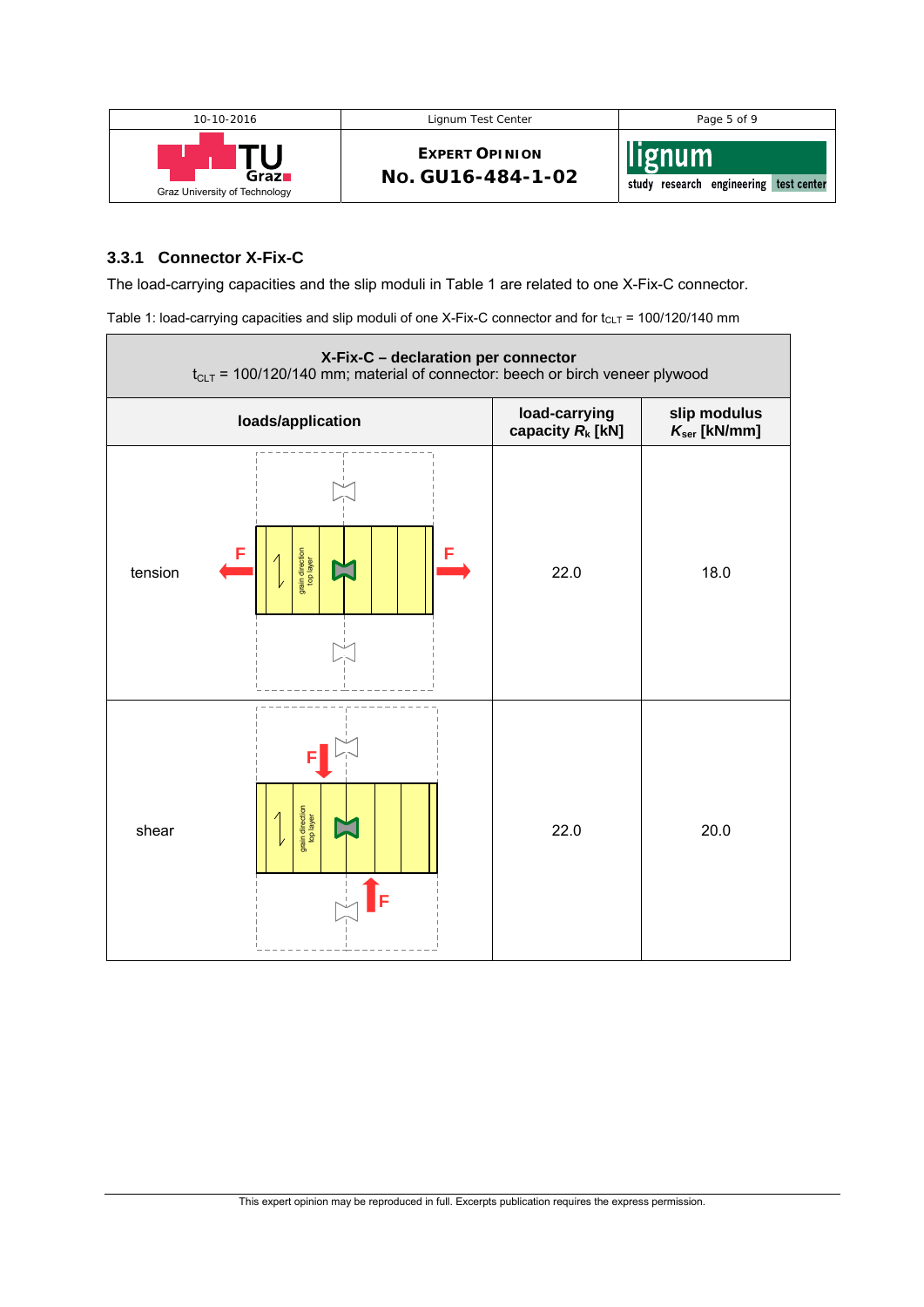### 3.3.1 Connector X-Fix-C

The load-carrying capacities and the slip moduli in Table 1 are related to one X-Fix-C connector.

Table 1: load-carrying capacities and slip moduli of one X-Fix-C connector and for $t_{CLT}$ = 100/120/140 mm

| **X-Fix-C – declaration per connector** $t_{CLT}$ = 100/120/140 mm; material of connector: beech or birch veneer plywood | | |
|---|---|---|
| **loads/application** | **load-carrying capacity $R_k$ [kN]** | **slip modulus $K_{ser}$ [kN/mm]** |
| tension | 22.0 | 18.0 |
| shear | 22.0 | 20.0 |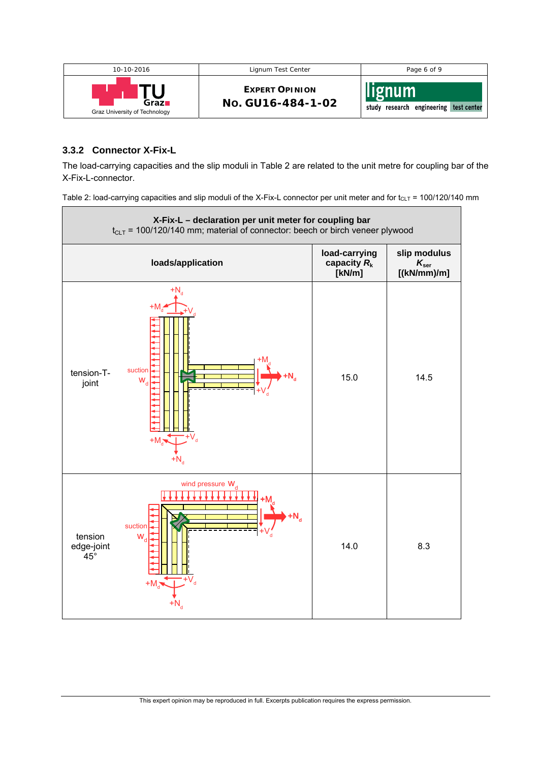### 3.3.2 Connector X-Fix-L

The load-carrying capacities and the slip moduli in Table 2 are related to the unit metre for coupling bar of the X-Fix-L-connector.

Table 2: load-carrying capacities and slip moduli of the X-Fix-L connector per unit meter and for $t_{CLT}$ = 100/120/140 mm

| **X-Fix-L – declaration per unit meter for coupling bar** $t_{CLT}$ = 100/120/140 mm; material of connector: beech or birch veneer plywood | | | |
|---|---|---|---|
| **loads/application** | | **load-carrying capacity $R_k$ [kN/m]** | **slip modulus $K_{ser}$ [(kN/mm)/m]** |
| tension-T-joint | | 15.0 | 14.5 |
| tension edge-joint 45° | | 14.0 | 8.3 |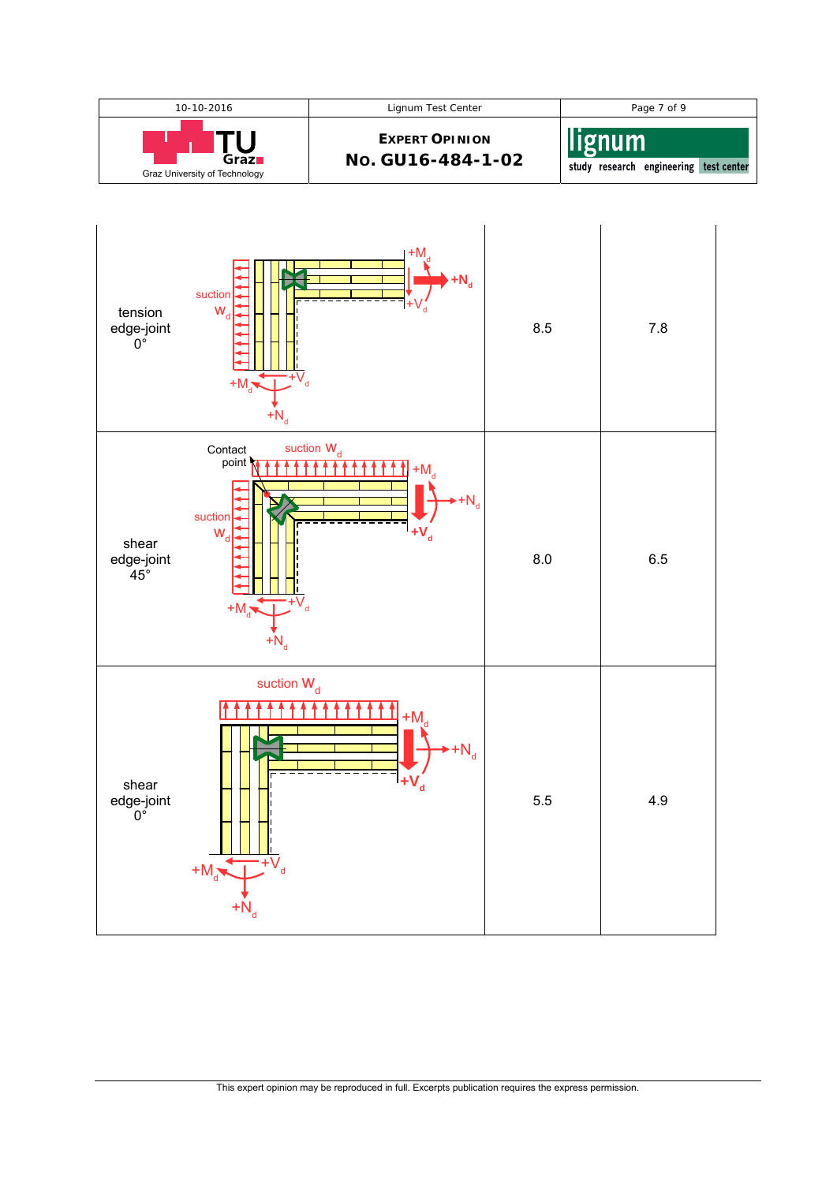| | | |
|---|---|---|
| tension edge-joint 0° | 8.5 | 7.8 |
| shear edge-joint 45° | 8.0 | 6.5 |
| shear edge-joint 0° | 5.5 | 4.9 |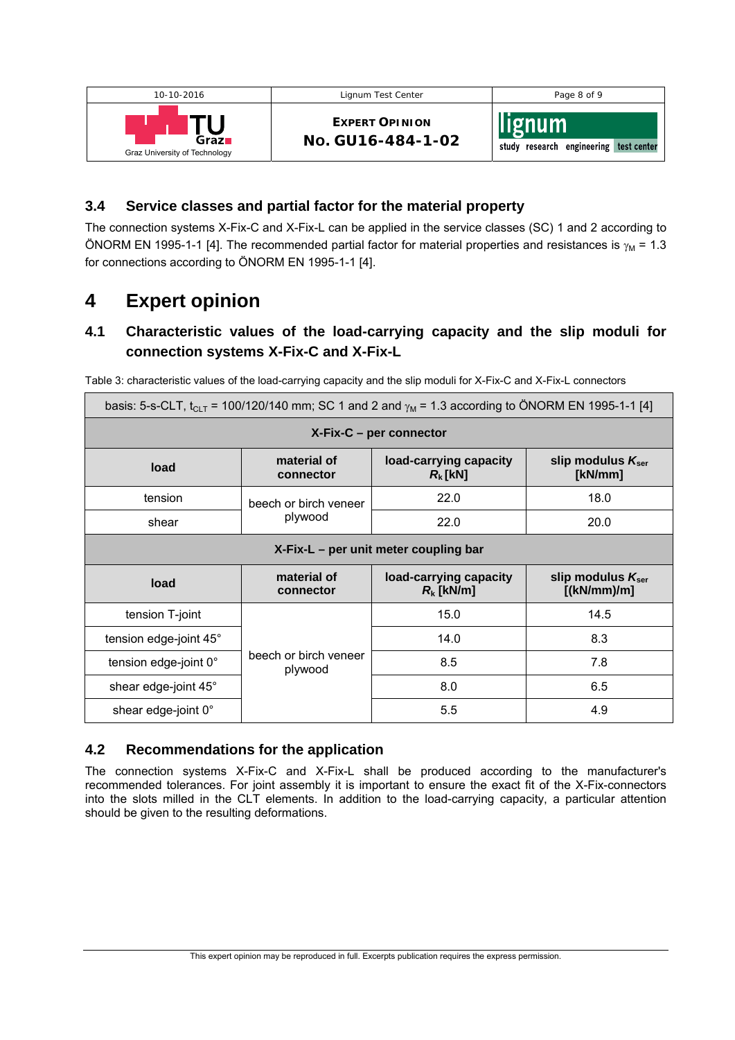### 3.4 Service classes and partial factor for the material property

The connection systems X-Fix-C and X-Fix-L can be applied in the service classes (SC) 1 and 2 according to ÖNORM EN 1995-1-1 [4]. The recommended partial factor for material properties and resistances is $\gamma_M$ = 1.3 for connections according to ÖNORM EN 1995-1-1 [4].

## 4 Expert opinion

### 4.1 Characteristic values of the load-carrying capacity and the slip moduli for connection systems X-Fix-C and X-Fix-L

Table 3: characteristic values of the load-carrying capacity and the slip moduli for X-Fix-C and X-Fix-L connectors

| basis: 5-s-CLT, $t_{CLT}$ = 100/120/140 mm; SC 1 and 2 and $\gamma_M$ = 1.3 according to ÖNORM EN 1995-1-1 [4] | | | |
|---|---|---|---|
| **X-Fix-C – per connector** | | | |
| **load** | **material of connector** | **load-carrying capacity $R_k$ [kN]** | **slip modulus $K_{ser}$ [kN/mm]** |
| tension | beech or birch veneer plywood | 22.0 | 18.0 |
| shear | | 22.0 | 20.0 |
| **X-Fix-L – per unit meter coupling bar** | | | |
| **load** | **material of connector** | **load-carrying capacity $R_k$ [kN/m]** | **slip modulus $K_{ser}$ [(kN/mm)/m]** |
| tension T-joint | beech or birch veneer plywood | 15.0 | 14.5 |
| tension edge-joint 45° | | 14.0 | 8.3 |
| tension edge-joint 0° | | 8.5 | 7.8 |
| shear edge-joint 45° | | 8.0 | 6.5 |
| shear edge-joint 0° | | 5.5 | 4.9 |

### 4.2 Recommendations for the application

The connection systems X-Fix-C and X-Fix-L shall be produced according to the manufacturer's recommended tolerances. For joint assembly it is important to ensure the exact fit of the X-Fix-connectors into the slots milled in the CLT elements. In addition to the load-carrying capacity, a particular attention should be given to the resulting deformations.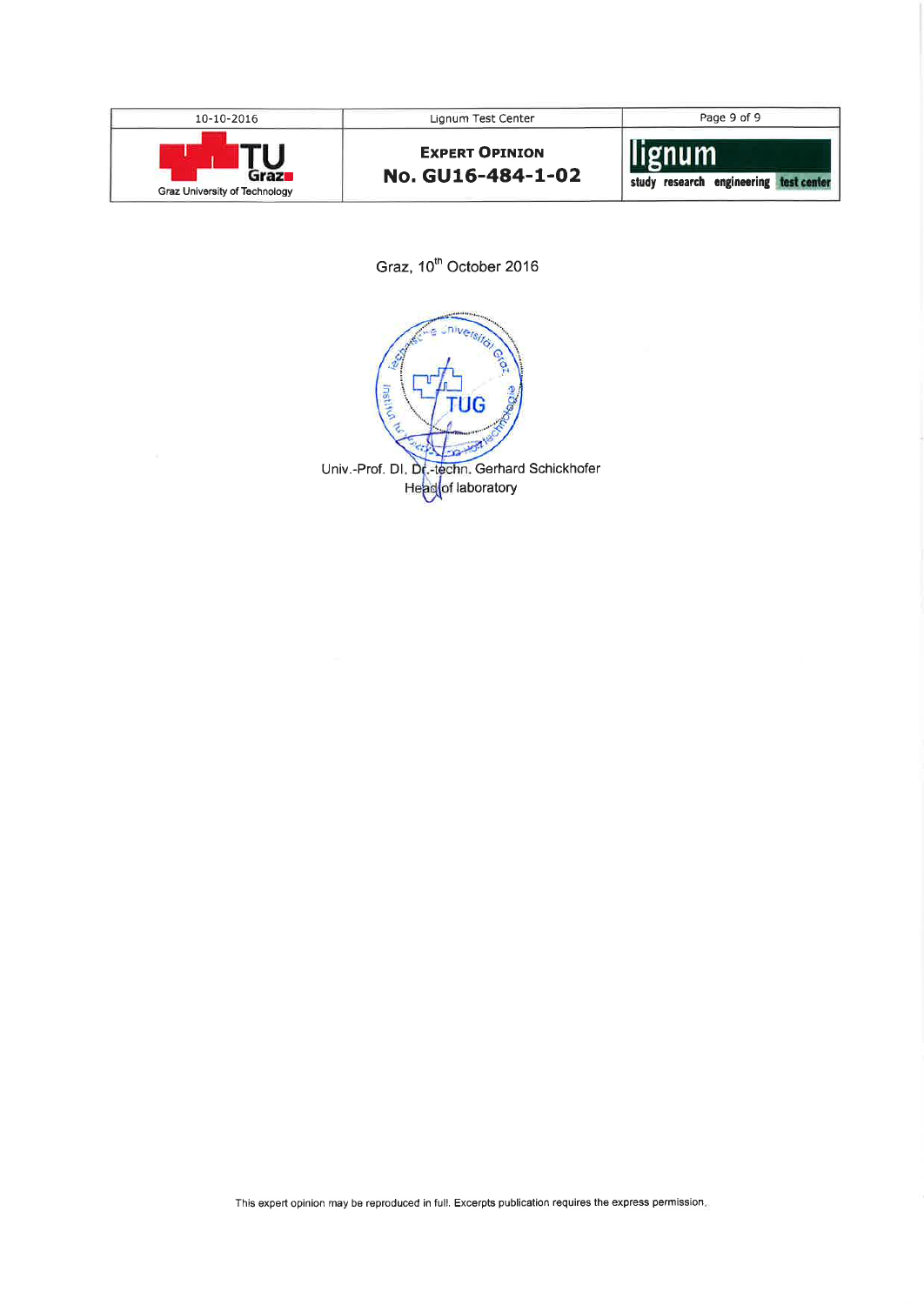Graz, 10th October 2016

Univ.-Prof. DI. Dr.-techn. Gerhard Schickhofer
Head of laboratory

This expert opinion may be reproduced in full. Excerpts publication requires the express permission.